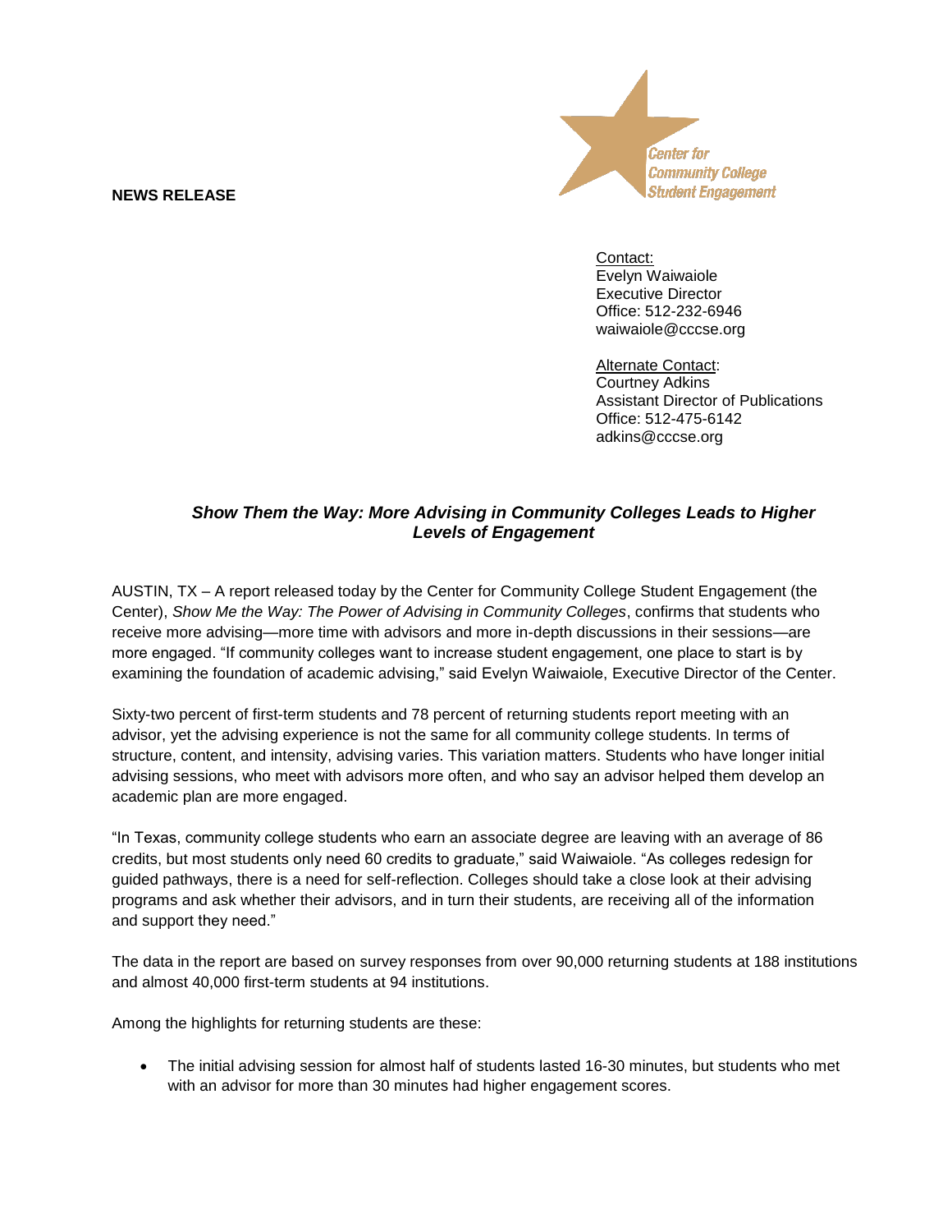**NEWS RELEASE**

Center for Community College Student Engagement

Contact:
Evelyn Waiwaiole
Executive Director
Office: 512-232-6946
waiwaiole@cccse.org

Alternate Contact:
Courtney Adkins
Assistant Director of Publications
Office: 512-475-6142
adkins@cccse.org

## *Show Them the Way: More Advising in Community Colleges Leads to Higher Levels of Engagement*

AUSTIN, TX – A report released today by the Center for Community College Student Engagement (the Center), *Show Me the Way: The Power of Advising in Community Colleges*, confirms that students who receive more advising—more time with advisors and more in-depth discussions in their sessions—are more engaged. "If community colleges want to increase student engagement, one place to start is by examining the foundation of academic advising," said Evelyn Waiwaiole, Executive Director of the Center.

Sixty-two percent of first-term students and 78 percent of returning students report meeting with an advisor, yet the advising experience is not the same for all community college students. In terms of structure, content, and intensity, advising varies. This variation matters. Students who have longer initial advising sessions, who meet with advisors more often, and who say an advisor helped them develop an academic plan are more engaged.

"In Texas, community college students who earn an associate degree are leaving with an average of 86 credits, but most students only need 60 credits to graduate," said Waiwaiole. "As colleges redesign for guided pathways, there is a need for self-reflection. Colleges should take a close look at their advising programs and ask whether their advisors, and in turn their students, are receiving all of the information and support they need."

The data in the report are based on survey responses from over 90,000 returning students at 188 institutions and almost 40,000 first-term students at 94 institutions.

Among the highlights for returning students are these:

- The initial advising session for almost half of students lasted 16-30 minutes, but students who met with an advisor for more than 30 minutes had higher engagement scores.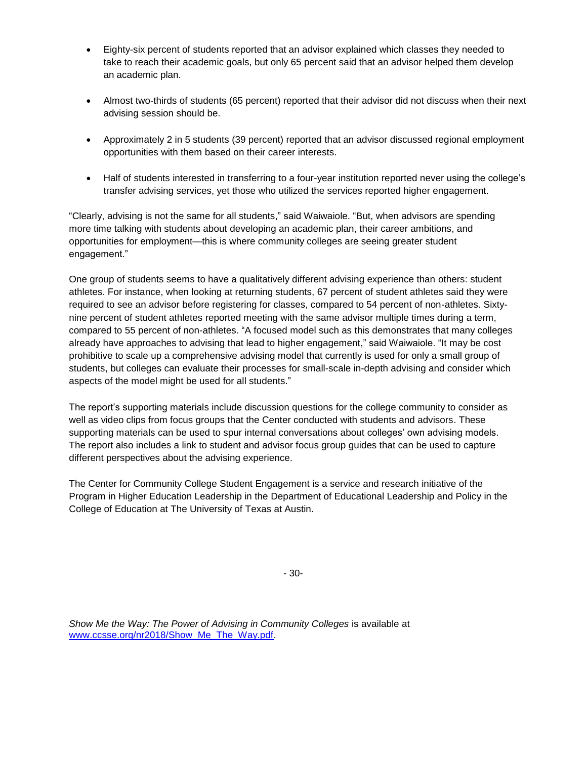- Eighty-six percent of students reported that an advisor explained which classes they needed to take to reach their academic goals, but only 65 percent said that an advisor helped them develop an academic plan.
- Almost two-thirds of students (65 percent) reported that their advisor did not discuss when their next advising session should be.
- Approximately 2 in 5 students (39 percent) reported that an advisor discussed regional employment opportunities with them based on their career interests.
- Half of students interested in transferring to a four-year institution reported never using the college's transfer advising services, yet those who utilized the services reported higher engagement.

"Clearly, advising is not the same for all students," said Waiwaiole. "But, when advisors are spending more time talking with students about developing an academic plan, their career ambitions, and opportunities for employment—this is where community colleges are seeing greater student engagement."

One group of students seems to have a qualitatively different advising experience than others: student athletes. For instance, when looking at returning students, 67 percent of student athletes said they were required to see an advisor before registering for classes, compared to 54 percent of non-athletes. Sixty-nine percent of student athletes reported meeting with the same advisor multiple times during a term, compared to 55 percent of non-athletes. "A focused model such as this demonstrates that many colleges already have approaches to advising that lead to higher engagement," said Waiwaiole. "It may be cost prohibitive to scale up a comprehensive advising model that currently is used for only a small group of students, but colleges can evaluate their processes for small-scale in-depth advising and consider which aspects of the model might be used for all students."

The report's supporting materials include discussion questions for the college community to consider as well as video clips from focus groups that the Center conducted with students and advisors. These supporting materials can be used to spur internal conversations about colleges' own advising models. The report also includes a link to student and advisor focus group guides that can be used to capture different perspectives about the advising experience.

The Center for Community College Student Engagement is a service and research initiative of the Program in Higher Education Leadership in the Department of Educational Leadership and Policy in the College of Education at The University of Texas at Austin.

- 30-

*Show Me the Way: The Power of Advising in Community Colleges* is available at [www.ccsse.org/nr2018/Show_Me_The_Way.pdf](www.ccsse.org/nr2018/Show_Me_The_Way.pdf).